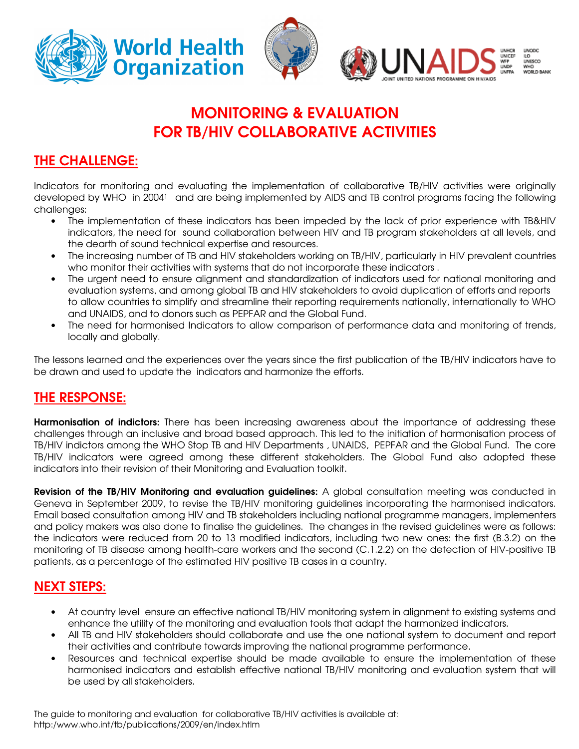# MONITORING & EVALUATION FOR TB/HIV COLLABORATIVE ACTIVITIES

## THE CHALLENGE:

Indicators for monitoring and evaluating the implementation of collaborative TB/HIV activities were originally developed by WHO in 2004[1] and are being implemented by AIDS and TB control programs facing the following challenges:

- The implementation of these indicators has been impeded by the lack of prior experience with TB&HIV indicators, the need for sound collaboration between HIV and TB program stakeholders at all levels, and the dearth of sound technical expertise and resources.
- The increasing number of TB and HIV stakeholders working on TB/HIV, particularly in HIV prevalent countries who monitor their activities with systems that do not incorporate these indicators .
- The urgent need to ensure alignment and standardization of indicators used for national monitoring and evaluation systems, and among global TB and HIV stakeholders to avoid duplication of efforts and reports to allow countries to simplify and streamline their reporting requirements nationally, internationally to WHO and UNAIDS, and to donors such as PEPFAR and the Global Fund.
- The need for harmonised Indicators to allow comparison of performance data and monitoring of trends, locally and globally.

The lessons learned and the experiences over the years since the first publication of the TB/HIV indicators have to be drawn and used to update the indicators and harmonize the efforts.

## THE RESPONSE:

**Harmonisation of indictors:** There has been increasing awareness about the importance of addressing these challenges through an inclusive and broad based approach. This led to the initiation of harmonisation process of TB/HIV indictors among the WHO Stop TB and HIV Departments , UNAIDS, PEPFAR and the Global Fund. The core TB/HIV indicators were agreed among these different stakeholders. The Global Fund also adopted these indicators into their revision of their Monitoring and Evaluation toolkit.

**Revision of the TB/HIV Monitoring and evaluation guidelines:** A global consultation meeting was conducted in Geneva in September 2009, to revise the TB/HIV monitoring guidelines incorporating the harmonised indicators. Email based consultation among HIV and TB stakeholders including national programme managers, implementers and policy makers was also done to finalise the guidelines. The changes in the revised guidelines were as follows: the indicators were reduced from 20 to 13 modified indicators, including two new ones: the first (B.3.2) on the monitoring of TB disease among health-care workers and the second (C.1.2.2) on the detection of HIV-positive TB patients, as a percentage of the estimated HIV positive TB cases in a country.

## NEXT STEPS:

- At country level ensure an effective national TB/HIV monitoring system in alignment to existing systems and enhance the utility of the monitoring and evaluation tools that adapt the harmonized indicators.
- All TB and HIV stakeholders should collaborate and use the one national system to document and report their activities and contribute towards improving the national programme performance.
- Resources and technical expertise should be made available to ensure the implementation of these harmonised indicators and establish effective national TB/HIV monitoring and evaluation system that will be used by all stakeholders.

The guide to monitoring and evaluation for collaborative TB/HIV activities is available at: http:/www.who.int/tb/publications/2009/en/index.htlm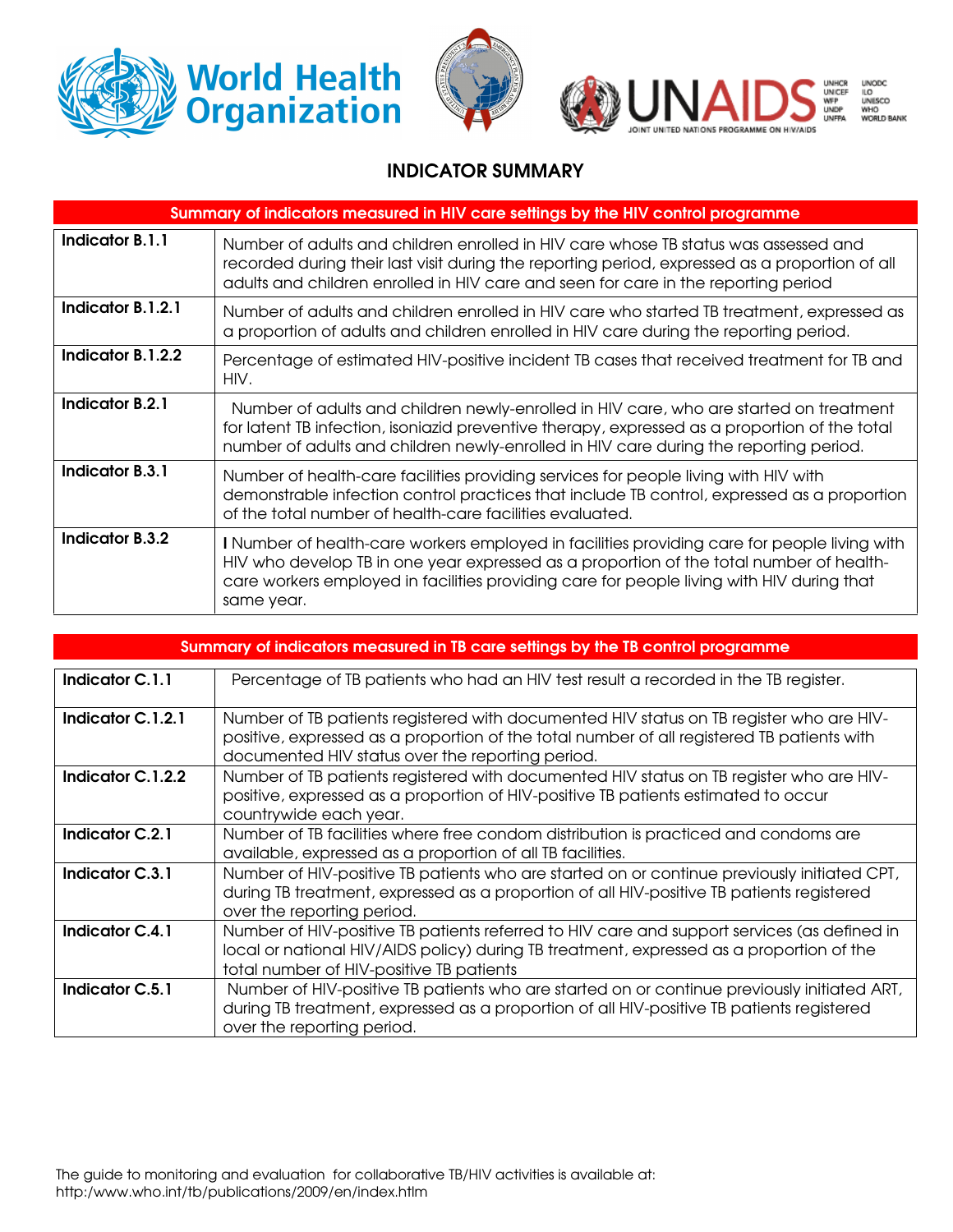## INDICATOR SUMMARY

| Summary of indicators measured in HIV care settings by the HIV control programme | |
|---|---|
| **Indicator B.1.1** | Number of adults and children enrolled in HIV care whose TB status was assessed and recorded during their last visit during the reporting period, expressed as a proportion of all adults and children enrolled in HIV care and seen for care in the reporting period |
| **Indicator B.1.2.1** | Number of adults and children enrolled in HIV care who started TB treatment, expressed as a proportion of adults and children enrolled in HIV care during the reporting period. |
| **Indicator B.1.2.2** | Percentage of estimated HIV-positive incident TB cases that received treatment for TB and HIV. |
| **Indicator B.2.1** | Number of adults and children newly-enrolled in HIV care, who are started on treatment for latent TB infection, isoniazid preventive therapy, expressed as a proportion of the total number of adults and children newly-enrolled in HIV care during the reporting period. |
| **Indicator B.3.1** | Number of health-care facilities providing services for people living with HIV with demonstrable infection control practices that include TB control, expressed as a proportion of the total number of health-care facilities evaluated. |
| **Indicator B.3.2** | **I** Number of health-care workers employed in facilities providing care for people living with HIV who develop TB in one year expressed as a proportion of the total number of health-care workers employed in facilities providing care for people living with HIV during that same year. |

| Summary of indicators measured in TB care settings by the TB control programme | |
|---|---|
| **Indicator C.1.1** | Percentage of TB patients who had an HIV test result a recorded in the TB register. |
| **Indicator C.1.2.1** | Number of TB patients registered with documented HIV status on TB register who are HIV-positive, expressed as a proportion of the total number of all registered TB patients with documented HIV status over the reporting period. |
| **Indicator C.1.2.2** | Number of TB patients registered with documented HIV status on TB register who are HIV-positive, expressed as a proportion of HIV-positive TB patients estimated to occur countrywide each year. |
| **Indicator C.2.1** | Number of TB facilities where free condom distribution is practiced and condoms are available, expressed as a proportion of all TB facilities. |
| **Indicator C.3.1** | Number of HIV-positive TB patients who are started on or continue previously initiated CPT, during TB treatment, expressed as a proportion of all HIV-positive TB patients registered over the reporting period. |
| **Indicator C.4.1** | Number of HIV-positive TB patients referred to HIV care and support services (as defined in local or national HIV/AIDS policy) during TB treatment, expressed as a proportion of the total number of HIV-positive TB patients |
| **Indicator C.5.1** | Number of HIV-positive TB patients who are started on or continue previously initiated ART, during TB treatment, expressed as a proportion of all HIV-positive TB patients registered over the reporting period. |

The guide to monitoring and evaluation for collaborative TB/HIV activities is available at:
http:/www.who.int/tb/publications/2009/en/index.htlm